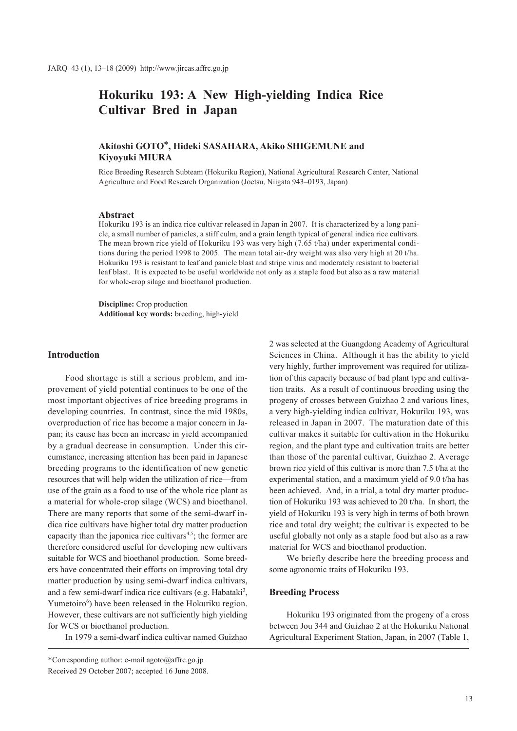# Hokuriku 193: A New High-yielding Indica Rice Cultivar Bred in Japan

**Akitoshi GOTO*, Hideki SASAHARA, Akiko SHIGEMUNE and Kiyoyuki MIURA**

Rice Breeding Research Subteam (Hokuriku Region), National Agricultural Research Center, National Agriculture and Food Research Organization (Joetsu, Niigata 943–0193, Japan)

## Abstract

Hokuriku 193 is an indica rice cultivar released in Japan in 2007. It is characterized by a long panicle, a small number of panicles, a stiff culm, and a grain length typical of general indica rice cultivars. The mean brown rice yield of Hokuriku 193 was very high (7.65 t/ha) under experimental conditions during the period 1998 to 2005. The mean total air-dry weight was also very high at 20 t/ha. Hokuriku 193 is resistant to leaf and panicle blast and stripe virus and moderately resistant to bacterial leaf blast. It is expected to be useful worldwide not only as a staple food but also as a raw material for whole-crop silage and bioethanol production.

**Discipline:** Crop production
**Additional key words:** breeding, high-yield

## Introduction

Food shortage is still a serious problem, and improvement of yield potential continues to be one of the most important objectives of rice breeding programs in developing countries. In contrast, since the mid 1980s, overproduction of rice has become a major concern in Japan; its cause has been an increase in yield accompanied by a gradual decrease in consumption. Under this circumstance, increasing attention has been paid in Japanese breeding programs to the identification of new genetic resources that will help widen the utilization of rice—from use of the grain as a food to use of the whole rice plant as a material for whole-crop silage (WCS) and bioethanol. There are many reports that some of the semi-dwarf indica rice cultivars have higher total dry matter production capacity than the japonica rice cultivars[4,5]; the former are therefore considered useful for developing new cultivars suitable for WCS and bioethanol production. Some breeders have concentrated their efforts on improving total dry matter production by using semi-dwarf indica cultivars, and a few semi-dwarf indica rice cultivars (e.g. Habataki[3], Yumetoiro[6]) have been released in the Hokuriku region. However, these cultivars are not sufficiently high yielding for WCS or bioethanol production.

In 1979 a semi-dwarf indica cultivar named Guizhao 2 was selected at the Guangdong Academy of Agricultural Sciences in China. Although it has the ability to yield very highly, further improvement was required for utilization of this capacity because of bad plant type and cultivation traits. As a result of continuous breeding using the progeny of crosses between Guizhao 2 and various lines, a very high-yielding indica cultivar, Hokuriku 193, was released in Japan in 2007. The maturation date of this cultivar makes it suitable for cultivation in the Hokuriku region, and the plant type and cultivation traits are better than those of the parental cultivar, Guizhao 2. Average brown rice yield of this cultivar is more than 7.5 t/ha at the experimental station, and a maximum yield of 9.0 t/ha has been achieved. And, in a trial, a total dry matter production of Hokuriku 193 was achieved to 20 t/ha. In short, the yield of Hokuriku 193 is very high in terms of both brown rice and total dry weight; the cultivar is expected to be useful globally not only as a staple food but also as a raw material for WCS and bioethanol production.

We briefly describe here the breeding process and some agronomic traits of Hokuriku 193.

## Breeding Process

Hokuriku 193 originated from the progeny of a cross between Jou 344 and Guizhao 2 at the Hokuriku National Agricultural Experiment Station, Japan, in 2007 (Table 1,

*Corresponding author: e-mail agoto@affrc.go.jp
Received 29 October 2007; accepted 16 June 2008.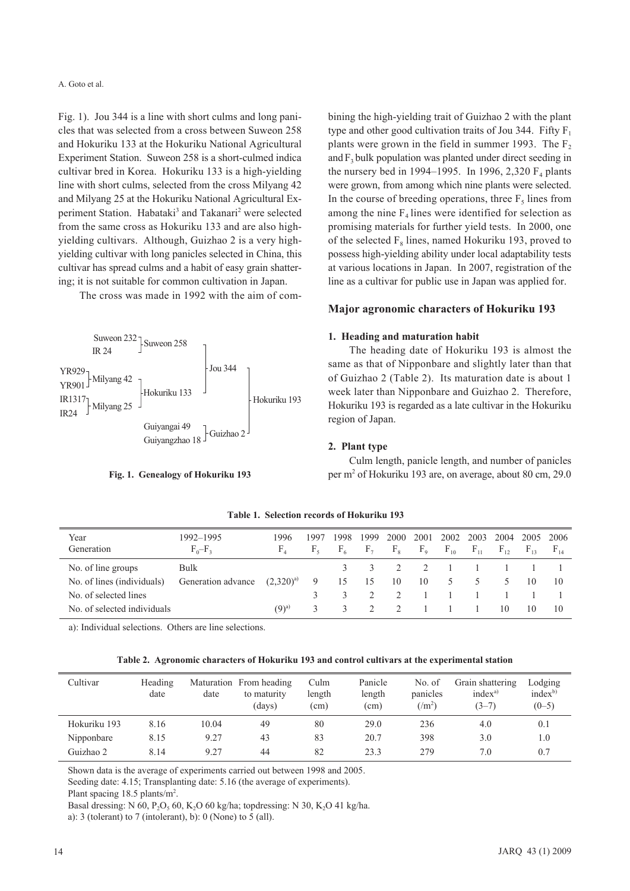Fig. 1). Jou 344 is a line with short culms and long panicles that was selected from a cross between Suweon 258 and Hokuriku 133 at the Hokuriku National Agricultural Experiment Station. Suweon 258 is a short-culmed indica cultivar bred in Korea. Hokuriku 133 is a high-yielding line with short culms, selected from the cross Milyang 42 and Milyang 25 at the Hokuriku National Agricultural Experiment Station. Habataki[3] and Takanari[2] were selected from the same cross as Hokuriku 133 and are also high-yielding cultivars. Although, Guizhao 2 is a very high-yielding cultivar with long panicles selected in China, this cultivar has spread culms and a habit of easy grain shattering; it is not suitable for common cultivation in Japan.

The cross was made in 1992 with the aim of combining the high-yielding trait of Guizhao 2 with the plant type and other good cultivation traits of Jou 344. Fifty $F_1$ plants were grown in the field in summer 1993. The $F_2$ and $F_3$ bulk population was planted under direct seeding in the nursery bed in 1994–1995. In 1996, 2,320 $F_4$ plants were grown, from among which nine plants were selected. In the course of breeding operations, three $F_5$ lines from among the nine $F_4$ lines were identified for selection as promising materials for further yield tests. In 2000, one of the selected $F_8$ lines, named Hokuriku 193, proved to possess high-yielding ability under local adaptability tests at various locations in Japan. In 2007, registration of the line as a cultivar for public use in Japan was applied for.

```
Suweon 232 ┐
           ├ Suweon 258 ┐
IR 24      ┘            │
                        ├ Jou 344 ┐
YR929 ┐                 │         │
      ├ Milyang 42 ┐    │         │
YR901 ┘            │    │         │
                   ├ Hokuriku 133 ┘
IR1317 ┐           │              ├ Hokuriku 193
       ├ Milyang 25┘              │
IR24   ┘                          │
Guiyangai 49    ┐                 │
                ├ Guizhao 2 ──────┘
Guiyangzhao 18  ┘
```

**Fig. 1. Genealogy of Hokuriku 193**

## Major agronomic characters of Hokuriku 193

### 1. Heading and maturation habit

The heading date of Hokuriku 193 is almost the same as that of Nipponbare and slightly later than that of Guizhao 2 (Table 2). Its maturation date is about 1 week later than Nipponbare and Guizhao 2. Therefore, Hokuriku 193 is regarded as a late cultivar in the Hokuriku region of Japan.

### 2. Plant type

Culm length, panicle length, and number of panicles per m² of Hokuriku 193 are, on average, about 80 cm, 29.0

**Table 1. Selection records of Hokuriku 193**

| Year<br>Generation | 1992–1995<br>$F_0$–$F_3$ | 1996<br>$F_4$ | 1997<br>$F_5$ | 1998<br>$F_6$ | 1999<br>$F_7$ | 2000<br>$F_8$ | 2001<br>$F_9$ | 2002<br>$F_{10}$ | 2003<br>$F_{11}$ | 2004<br>$F_{12}$ | 2005<br>$F_{13}$ | 2006<br>$F_{14}$ |
|---|---|---|---|---|---|---|---|---|---|---|---|---|
| No. of line groups | Bulk | | | 3 | 3 | 2 | 2 | 1 | 1 | 1 | 1 | 1 |
| No. of lines (individuals) | Generation advance | (2,320)[a] | 9 | 15 | 15 | 10 | 10 | 5 | 5 | 5 | 10 | 10 |
| No. of selected lines | | | 3 | 3 | 2 | 2 | 1 | 1 | 1 | 1 | 1 | 1 |
| No. of selected individuals | | (9)[a] | 3 | 3 | 2 | 2 | 1 | 1 | 1 | 10 | 10 | 10 |

a): Individual selections. Others are line selections.

**Table 2. Agronomic characters of Hokuriku 193 and control cultivars at the experimental station**

| Cultivar | Heading date | Maturation date | From heading to maturity (days) | Culm length (cm) | Panicle length (cm) | No. of panicles (/m²) | Grain shattering index[a] (3–7) | Lodging index[b] (0–5) |
|---|---|---|---|---|---|---|---|---|
| Hokuriku 193 | 8.16 | 10.04 | 49 | 80 | 29.0 | 236 | 4.0 | 0.1 |
| Nipponbare | 8.15 | 9.27 | 43 | 83 | 20.7 | 398 | 3.0 | 1.0 |
| Guizhao 2 | 8.14 | 9.27 | 44 | 82 | 23.3 | 279 | 7.0 | 0.7 |

Shown data is the average of experiments carried out between 1998 and 2005.

Seeding date: 4.15; Transplanting date: 5.16 (the average of experiments).

Plant spacing 18.5 plants/m².

Basal dressing: N 60, $P_2O_5$ 60, $K_2O$ 60 kg/ha; topdressing: N 30, $K_2O$ 41 kg/ha.

a): 3 (tolerant) to 7 (intolerant), b): 0 (None) to 5 (all).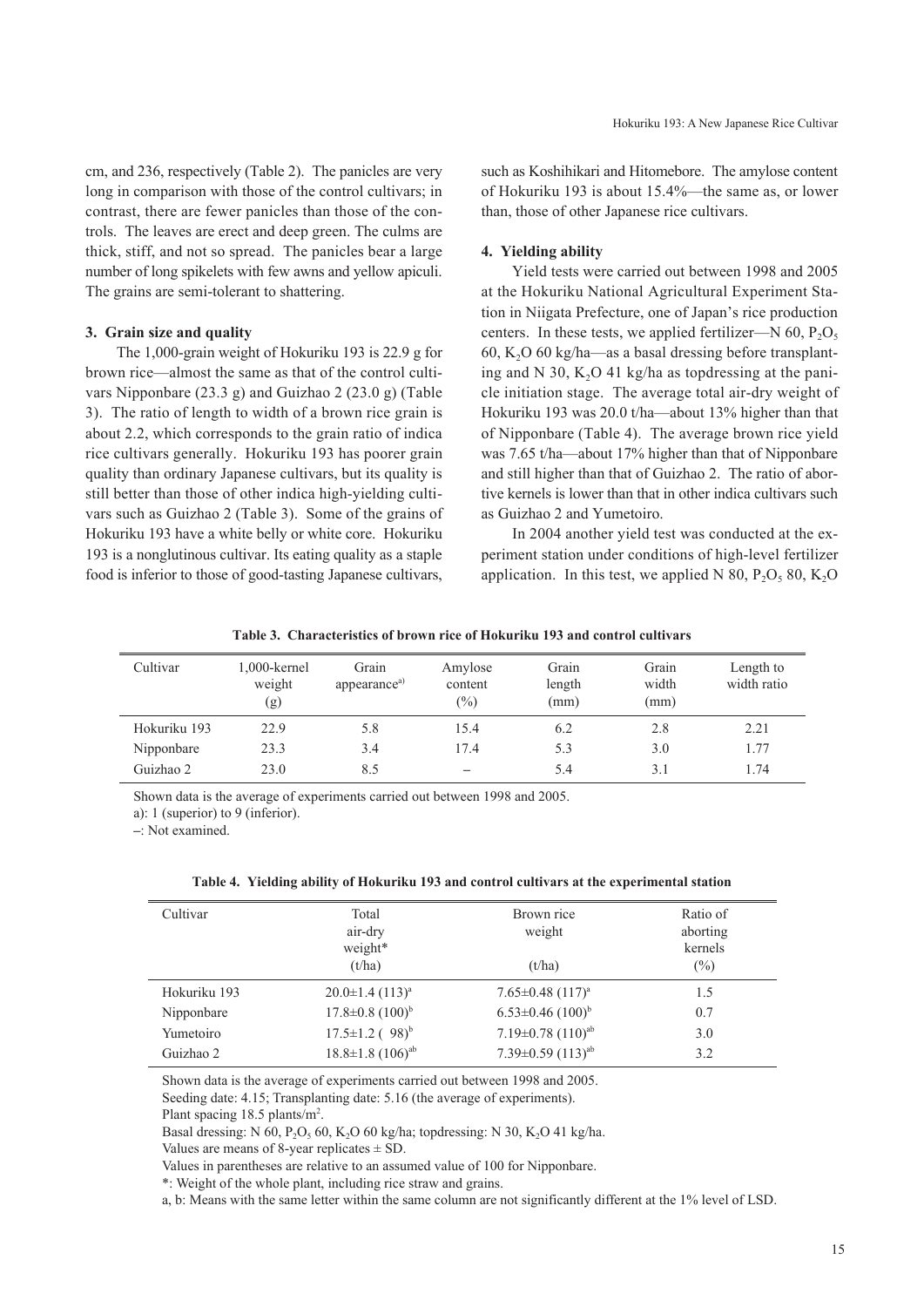cm, and 236, respectively (Table 2). The panicles are very long in comparison with those of the control cultivars; in contrast, there are fewer panicles than those of the controls. The leaves are erect and deep green. The culms are thick, stiff, and not so spread. The panicles bear a large number of long spikelets with few awns and yellow apiculi. The grains are semi-tolerant to shattering.

### 3. Grain size and quality

The 1,000-grain weight of Hokuriku 193 is 22.9 g for brown rice—almost the same as that of the control cultivars Nipponbare (23.3 g) and Guizhao 2 (23.0 g) (Table 3). The ratio of length to width of a brown rice grain is about 2.2, which corresponds to the grain ratio of indica rice cultivars generally. Hokuriku 193 has poorer grain quality than ordinary Japanese cultivars, but its quality is still better than those of other indica high-yielding cultivars such as Guizhao 2 (Table 3). Some of the grains of Hokuriku 193 have a white belly or white core. Hokuriku 193 is a nonglutinous cultivar. Its eating quality as a staple food is inferior to those of good-tasting Japanese cultivars, such as Koshihikari and Hitomebore. The amylose content of Hokuriku 193 is about 15.4%—the same as, or lower than, those of other Japanese rice cultivars.

### 4. Yielding ability

Yield tests were carried out between 1998 and 2005 at the Hokuriku National Agricultural Experiment Station in Niigata Prefecture, one of Japan's rice production centers. In these tests, we applied fertilizer—N 60, $P_2O_5$ 60, $K_2O$ 60 kg/ha—as a basal dressing before transplanting and N 30, $K_2O$ 41 kg/ha as topdressing at the panicle initiation stage. The average total air-dry weight of Hokuriku 193 was 20.0 t/ha—about 13% higher than that of Nipponbare (Table 4). The average brown rice yield was 7.65 t/ha—about 17% higher than that of Nipponbare and still higher than that of Guizhao 2. The ratio of abortive kernels is lower than that in other indica cultivars such as Guizhao 2 and Yumetoiro.

In 2004 another yield test was conducted at the experiment station under conditions of high-level fertilizer application. In this test, we applied N 80, $P_2O_5$ 80, $K_2O$

**Table 3. Characteristics of brown rice of Hokuriku 193 and control cultivars**

| Cultivar | 1,000-kernel weight (g) | Grain appearance[a)] | Amylose content (%) | Grain length (mm) | Grain width (mm) | Length to width ratio |
|---|---|---|---|---|---|---|
| Hokuriku 193 | 22.9 | 5.8 | 15.4 | 6.2 | 2.8 | 2.21 |
| Nipponbare | 23.3 | 3.4 | 17.4 | 5.3 | 3.0 | 1.77 |
| Guizhao 2 | 23.0 | 8.5 | – | 5.4 | 3.1 | 1.74 |

Shown data is the average of experiments carried out between 1998 and 2005.
a): 1 (superior) to 9 (inferior).
–: Not examined.

**Table 4. Yielding ability of Hokuriku 193 and control cultivars at the experimental station**

| Cultivar | Total air-dry weight* (t/ha) | Brown rice weight (t/ha) | Ratio of aborting kernels (%) |
|---|---|---|---|
| Hokuriku 193 | 20.0±1.4 (113)[a] | 7.65±0.48 (117)[a] | 1.5 |
| Nipponbare | 17.8±0.8 (100)[b] | 6.53±0.46 (100)[b] | 0.7 |
| Yumetoiro | 17.5±1.2 ( 98)[b] | 7.19±0.78 (110)[ab] | 3.0 |
| Guizhao 2 | 18.8±1.8 (106)[ab] | 7.39±0.59 (113)[ab] | 3.2 |

Shown data is the average of experiments carried out between 1998 and 2005.
Seeding date: 4.15; Transplanting date: 5.16 (the average of experiments).
Plant spacing 18.5 plants/$m^2$.
Basal dressing: N 60, $P_2O_5$ 60, $K_2O$ 60 kg/ha; topdressing: N 30, $K_2O$ 41 kg/ha.
Values are means of 8-year replicates ± SD.
Values in parentheses are relative to an assumed value of 100 for Nipponbare.
*: Weight of the whole plant, including rice straw and grains.
a, b: Means with the same letter within the same column are not significantly different at the 1% level of LSD.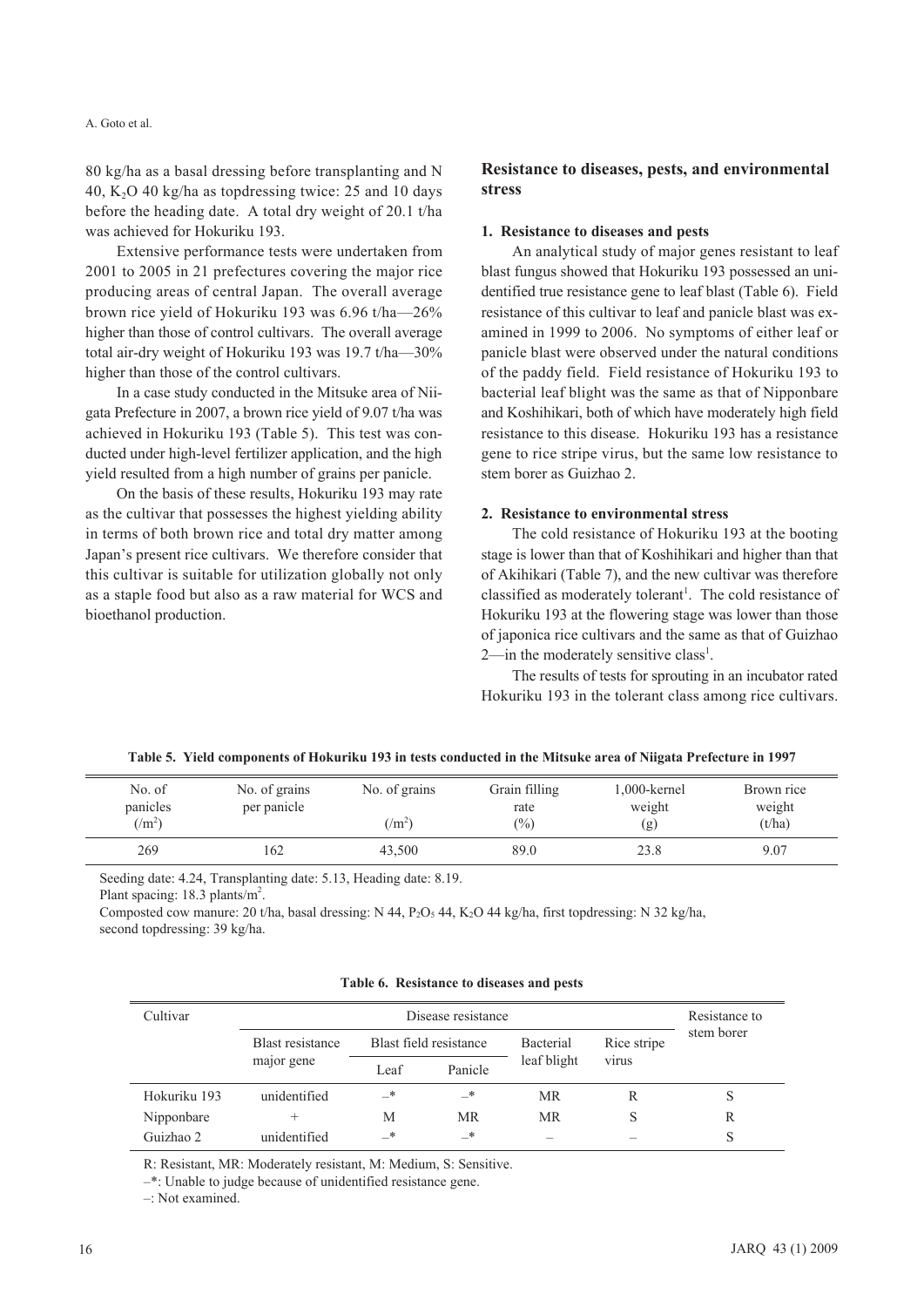80 kg/ha as a basal dressing before transplanting and N 40, $K_2O$ 40 kg/ha as topdressing twice: 25 and 10 days before the heading date. A total dry weight of 20.1 t/ha was achieved for Hokuriku 193.

Extensive performance tests were undertaken from 2001 to 2005 in 21 prefectures covering the major rice producing areas of central Japan. The overall average brown rice yield of Hokuriku 193 was 6.96 t/ha—26% higher than those of control cultivars. The overall average total air-dry weight of Hokuriku 193 was 19.7 t/ha—30% higher than those of the control cultivars.

In a case study conducted in the Mitsuke area of Niigata Prefecture in 2007, a brown rice yield of 9.07 t/ha was achieved in Hokuriku 193 (Table 5). This test was conducted under high-level fertilizer application, and the high yield resulted from a high number of grains per panicle.

On the basis of these results, Hokuriku 193 may rate as the cultivar that possesses the highest yielding ability in terms of both brown rice and total dry matter among Japan's present rice cultivars. We therefore consider that this cultivar is suitable for utilization globally not only as a staple food but also as a raw material for WCS and bioethanol production.

## Resistance to diseases, pests, and environmental stress

### 1. Resistance to diseases and pests

An analytical study of major genes resistant to leaf blast fungus showed that Hokuriku 193 possessed an unidentified true resistance gene to leaf blast (Table 6). Field resistance of this cultivar to leaf and panicle blast was examined in 1999 to 2006. No symptoms of either leaf or panicle blast were observed under the natural conditions of the paddy field. Field resistance of Hokuriku 193 to bacterial leaf blight was the same as that of Nipponbare and Koshihikari, both of which have moderately high field resistance to this disease. Hokuriku 193 has a resistance gene to rice stripe virus, but the same low resistance to stem borer as Guizhao 2.

### 2. Resistance to environmental stress

The cold resistance of Hokuriku 193 at the booting stage is lower than that of Koshihikari and higher than that of Akihikari (Table 7), and the new cultivar was therefore classified as moderately tolerant[1]. The cold resistance of Hokuriku 193 at the flowering stage was lower than those of japonica rice cultivars and the same as that of Guizhao 2—in the moderately sensitive class[1].

The results of tests for sprouting in an incubator rated Hokuriku 193 in the tolerant class among rice cultivars.

**Table 5. Yield components of Hokuriku 193 in tests conducted in the Mitsuke area of Niigata Prefecture in 1997**

| No. of panicles ($/m^2$) | No. of grains per panicle | No. of grains ($/m^2$) | Grain filling rate (%) | 1,000-kernel weight (g) | Brown rice weight (t/ha) |
|---|---|---|---|---|---|
| 269 | 162 | 43,500 | 89.0 | 23.8 | 9.07 |

Seeding date: 4.24, Transplanting date: 5.13, Heading date: 8.19.
Plant spacing: 18.3 plants/$m^2$.
Composted cow manure: 20 t/ha, basal dressing: N 44, $P_2O_5$ 44, $K_2O$ 44 kg/ha, first topdressing: N 32 kg/ha, second topdressing: 39 kg/ha.

**Table 6. Resistance to diseases and pests**

| Cultivar | Disease resistance | | | | | Resistance to stem borer |
|---|---|---|---|---|---|---|
| | Blast resistance major gene | Blast field resistance | | Bacterial leaf blight | Rice stripe virus | |
| | | Leaf | Panicle | | | |
| Hokuriku 193 | unidentified | –* | –* | MR | R | S |
| Nipponbare | + | M | MR | MR | S | R |
| Guizhao 2 | unidentified | –* | –* | – | – | S |

R: Resistant, MR: Moderately resistant, M: Medium, S: Sensitive.
–*: Unable to judge because of unidentified resistance gene.
–: Not examined.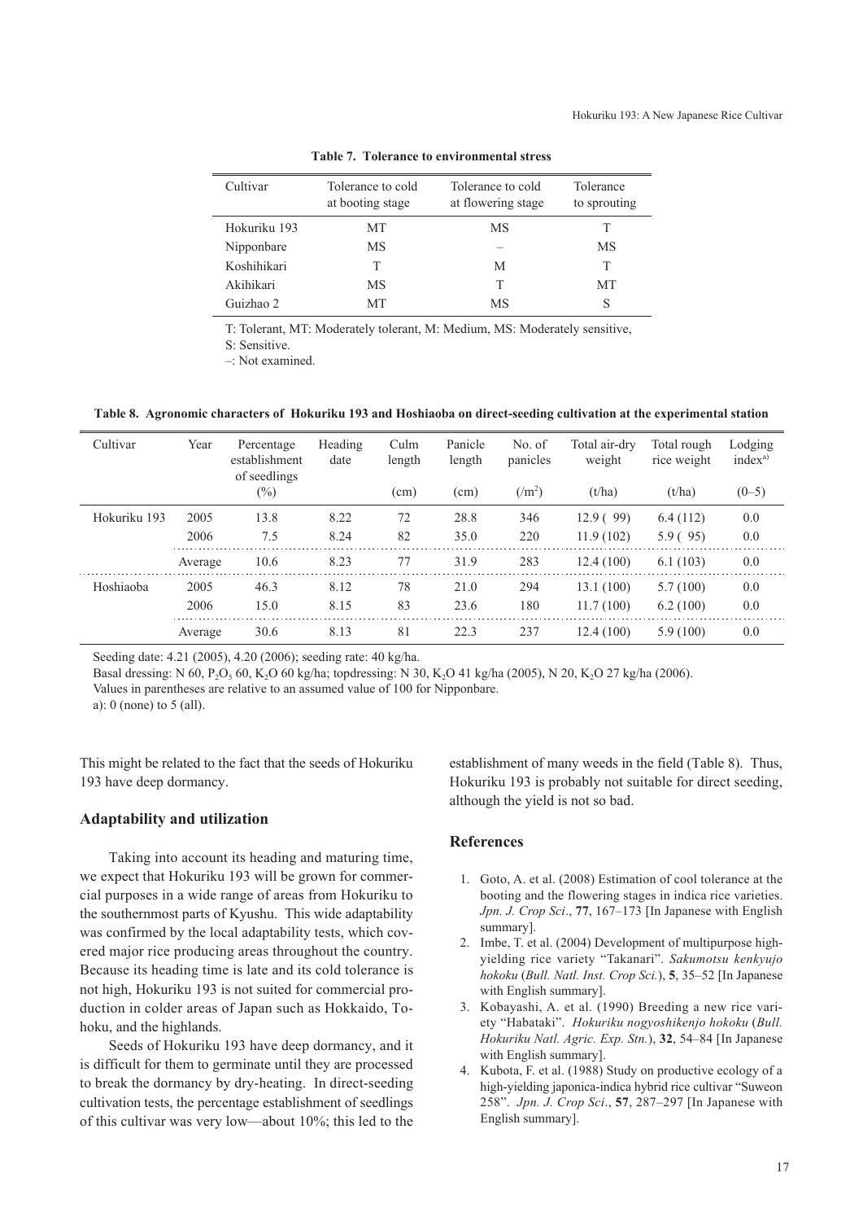**Table 7. Tolerance to environmental stress**

| Cultivar | Tolerance to cold at booting stage | Tolerance to cold at flowering stage | Tolerance to sprouting |
|---|---|---|---|
| Hokuriku 193 | MT | MS | T |
| Nipponbare | MS | – | MS |
| Koshihikari | T | M | T |
| Akihikari | MS | T | MT |
| Guizhao 2 | MT | MS | S |

T: Tolerant, MT: Moderately tolerant, M: Medium, MS: Moderately sensitive, S: Sensitive.
–: Not examined.

**Table 8. Agronomic characters of Hokuriku 193 and Hoshiaoba on direct-seeding cultivation at the experimental station**

| Cultivar | Year | Percentage establishment of seedlings (%) | Heading date | Culm length (cm) | Panicle length (cm) | No. of panicles (/m$^2$) | Total air-dry weight (t/ha) | Total rough rice weight (t/ha) | Lodging index[a)] (0–5) |
|---|---|---|---|---|---|---|---|---|---|
| Hokuriku 193 | 2005 | 13.8 | 8.22 | 72 | 28.8 | 346 | 12.9 ( 99) | 6.4 (112) | 0.0 |
| | 2006 | 7.5 | 8.24 | 82 | 35.0 | 220 | 11.9 (102) | 5.9 ( 95) | 0.0 |
| | Average | 10.6 | 8.23 | 77 | 31.9 | 283 | 12.4 (100) | 6.1 (103) | 0.0 |
| Hoshiaoba | 2005 | 46.3 | 8.12 | 78 | 21.0 | 294 | 13.1 (100) | 5.7 (100) | 0.0 |
| | 2006 | 15.0 | 8.15 | 83 | 23.6 | 180 | 11.7 (100) | 6.2 (100) | 0.0 |
| | Average | 30.6 | 8.13 | 81 | 22.3 | 237 | 12.4 (100) | 5.9 (100) | 0.0 |

Seeding date: 4.21 (2005), 4.20 (2006); seeding rate: 40 kg/ha.
Basal dressing: N 60, $P_2O_5$ 60, $K_2O$ 60 kg/ha; topdressing: N 30, $K_2O$ 41 kg/ha (2005), N 20, $K_2O$ 27 kg/ha (2006).
Values in parentheses are relative to an assumed value of 100 for Nipponbare.
a): 0 (none) to 5 (all).

This might be related to the fact that the seeds of Hokuriku 193 have deep dormancy.

## Adaptability and utilization

Taking into account its heading and maturing time, we expect that Hokuriku 193 will be grown for commercial purposes in a wide range of areas from Hokuriku to the southernmost parts of Kyushu. This wide adaptability was confirmed by the local adaptability tests, which covered major rice producing areas throughout the country. Because its heading time is late and its cold tolerance is not high, Hokuriku 193 is not suited for commercial production in colder areas of Japan such as Hokkaido, Tohoku, and the highlands.

Seeds of Hokuriku 193 have deep dormancy, and it is difficult for them to germinate until they are processed to break the dormancy by dry-heating. In direct-seeding cultivation tests, the percentage establishment of seedlings of this cultivar was very low—about 10%; this led to the establishment of many weeds in the field (Table 8). Thus, Hokuriku 193 is probably not suitable for direct seeding, although the yield is not so bad.

## References

1. Goto, A. et al. (2008) Estimation of cool tolerance at the booting and the flowering stages in indica rice varieties. *Jpn. J. Crop Sci*., **77**, 167–173 [In Japanese with English summary].
2. Imbe, T. et al. (2004) Development of multipurpose high-yielding rice variety "Takanari". *Sakumotsu kenkyujo hokoku* (*Bull. Natl. Inst. Crop Sci.*), **5**, 35–52 [In Japanese with English summary].
3. Kobayashi, A. et al. (1990) Breeding a new rice variety "Habataki". *Hokuriku nogyoshikenjo hokoku* (*Bull. Hokuriku Natl. Agric. Exp. Stn.*), **32**, 54–84 [In Japanese with English summary].
4. Kubota, F. et al. (1988) Study on productive ecology of a high-yielding japonica-indica hybrid rice cultivar "Suweon 258". *Jpn. J. Crop Sci*., **57**, 287–297 [In Japanese with English summary].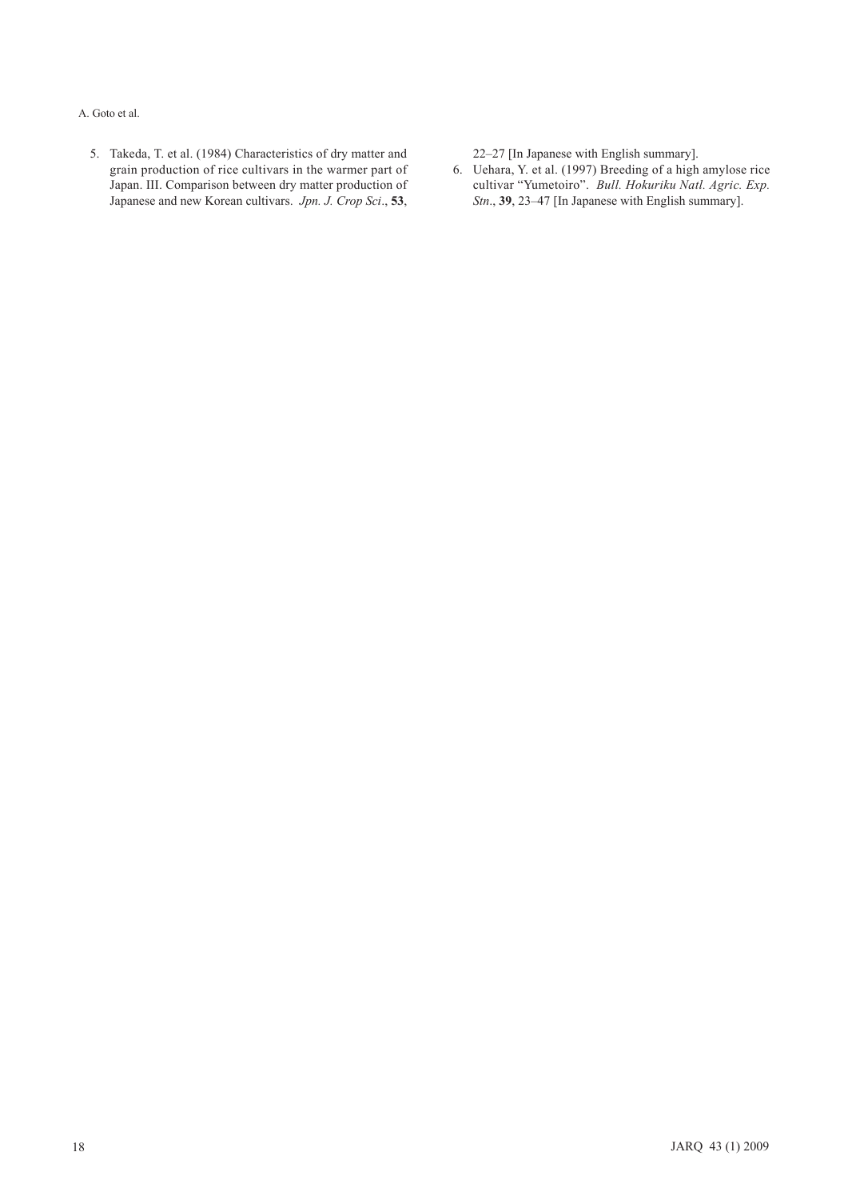5. Takeda, T. et al. (1984) Characteristics of dry matter and grain production of rice cultivars in the warmer part of Japan. III. Comparison between dry matter production of Japanese and new Korean cultivars. *Jpn. J. Crop Sci*., **53**, 22–27 [In Japanese with English summary].
6. Uehara, Y. et al. (1997) Breeding of a high amylose rice cultivar "Yumetoiro". *Bull. Hokuriku Natl. Agric. Exp. Stn*., **39**, 23–47 [In Japanese with English summary].